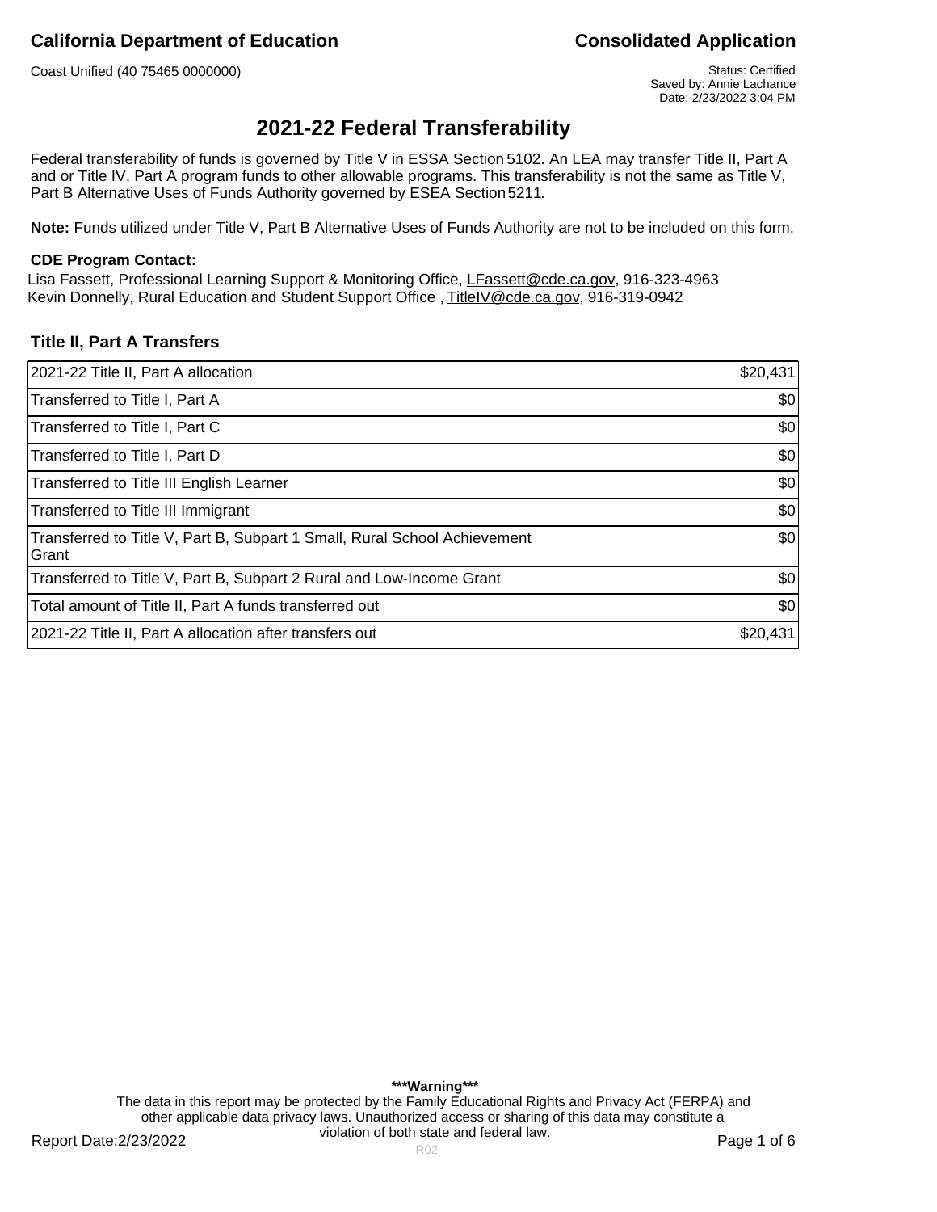**California Department of Education** — **Consolidated Application**

Coast Unified (40 75465 0000000)

Status: Certified
Saved by: Annie Lachance
Date: 2/23/2022 3:04 PM

# 2021-22 Federal Transferability

Federal transferability of funds is governed by Title V in ESSA Section 5102. An LEA may transfer Title II, Part A and or Title IV, Part A program funds to other allowable programs. This transferability is not the same as Title V, Part B Alternative Uses of Funds Authority governed by ESEA Section 5211.

**Note:** Funds utilized under Title V, Part B Alternative Uses of Funds Authority are not to be included on this form.

**CDE Program Contact:**

Lisa Fassett, Professional Learning Support & Monitoring Office, LFassett@cde.ca.gov, 916-323-4963
Kevin Donnelly, Rural Education and Student Support Office , TitleIV@cde.ca.gov, 916-319-0942

## Title II, Part A Transfers

| Item | Amount |
|---|---:|
| 2021-22 Title II, Part A allocation | $20,431 |
| Transferred to Title I, Part A | $0 |
| Transferred to Title I, Part C | $0 |
| Transferred to Title I, Part D | $0 |
| Transferred to Title III English Learner | $0 |
| Transferred to Title III Immigrant | $0 |
| Transferred to Title V, Part B, Subpart 1 Small, Rural School Achievement Grant | $0 |
| Transferred to Title V, Part B, Subpart 2 Rural and Low-Income Grant | $0 |
| Total amount of Title II, Part A funds transferred out | $0 |
| 2021-22 Title II, Part A allocation after transfers out | $20,431 |

**\*\*\*Warning\*\*\***

The data in this report may be protected by the Family Educational Rights and Privacy Act (FERPA) and other applicable data privacy laws. Unauthorized access or sharing of this data may constitute a violation of both state and federal law.

Report Date:2/23/2022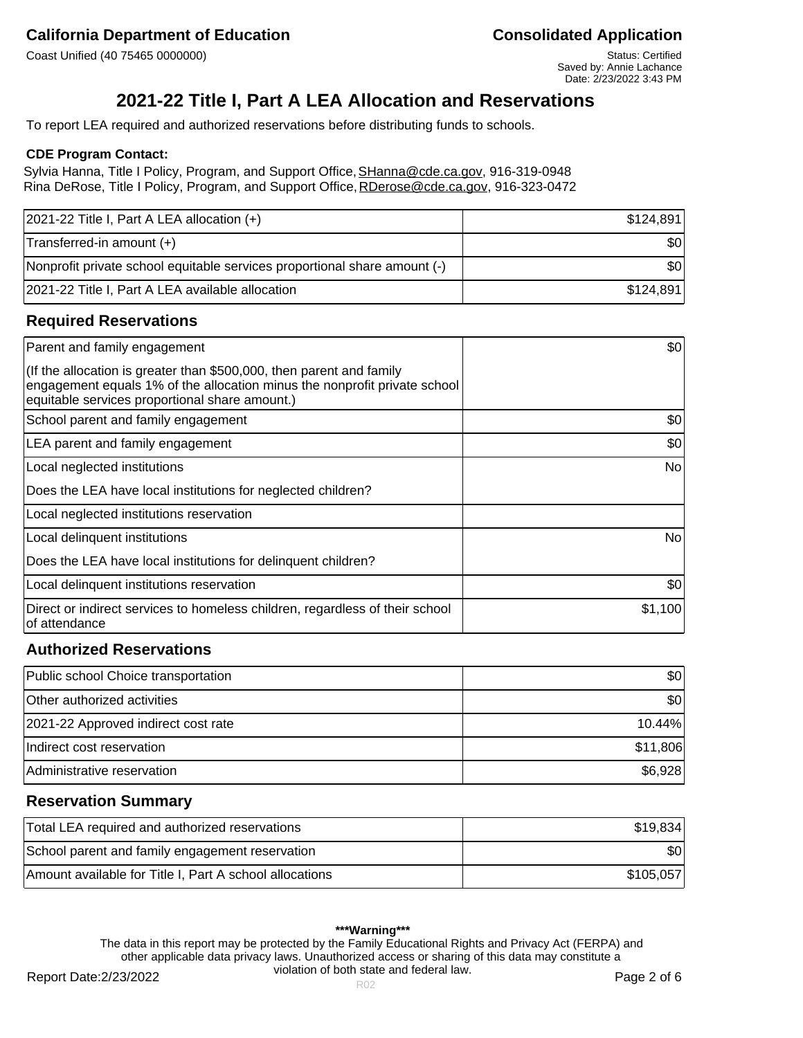**California Department of Education** — **Consolidated Application**

Coast Unified (40 75465 0000000)

Status: Certified
Saved by: Annie Lachance
Date: 2/23/2022 3:43 PM

# 2021-22 Title I, Part A LEA Allocation and Reservations

To report LEA required and authorized reservations before distributing funds to schools.

**CDE Program Contact:**

Sylvia Hanna, Title I Policy, Program, and Support Office, SHanna@cde.ca.gov, 916-319-0948
Rina DeRose, Title I Policy, Program, and Support Office, RDerose@cde.ca.gov, 916-323-0472

| | |
|---|---:|
| 2021-22 Title I, Part A LEA allocation (+) | $124,891 |
| Transferred-in amount (+) | $0 |
| Nonprofit private school equitable services proportional share amount (-) | $0 |
| 2021-22 Title I, Part A LEA available allocation | $124,891 |

## Required Reservations

| | |
|---|---:|
| Parent and family engagement<br><br>(If the allocation is greater than $500,000, then parent and family engagement equals 1% of the allocation minus the nonprofit private school equitable services proportional share amount.) | $0 |
| School parent and family engagement | $0 |
| LEA parent and family engagement | $0 |
| Local neglected institutions<br><br>Does the LEA have local institutions for neglected children? | No |
| Local neglected institutions reservation | |
| Local delinquent institutions<br><br>Does the LEA have local institutions for delinquent children? | No |
| Local delinquent institutions reservation | $0 |
| Direct or indirect services to homeless children, regardless of their school of attendance | $1,100 |

## Authorized Reservations

| | |
|---|---:|
| Public school Choice transportation | $0 |
| Other authorized activities | $0 |
| 2021-22 Approved indirect cost rate | 10.44% |
| Indirect cost reservation | $11,806 |
| Administrative reservation | $6,928 |

## Reservation Summary

| | |
|---|---:|
| Total LEA required and authorized reservations | $19,834 |
| School parent and family engagement reservation | $0 |
| Amount available for Title I, Part A school allocations | $105,057 |

**\*\*\*Warning\*\*\***

The data in this report may be protected by the Family Educational Rights and Privacy Act (FERPA) and other applicable data privacy laws. Unauthorized access or sharing of this data may constitute a violation of both state and federal law.

Report Date:2/23/2022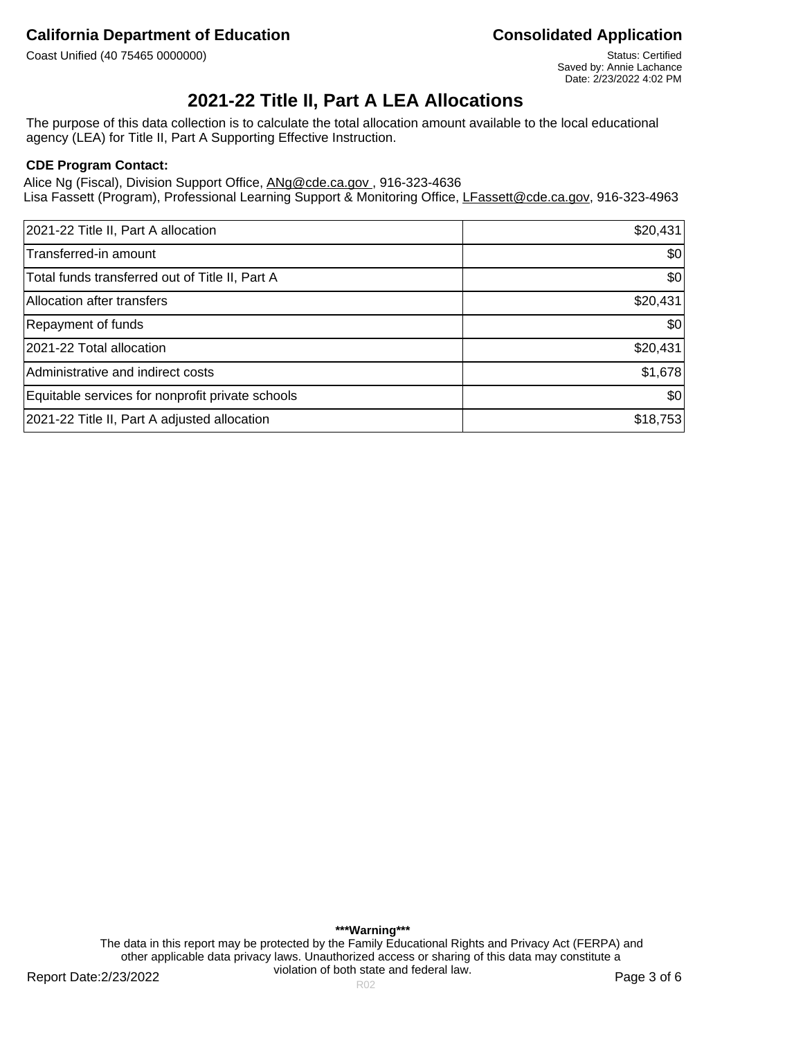# 2021-22 Title II, Part A LEA Allocations

The purpose of this data collection is to calculate the total allocation amount available to the local educational agency (LEA) for Title II, Part A Supporting Effective Instruction.

**CDE Program Contact:**

Alice Ng (Fiscal), Division Support Office, ANg@cde.ca.gov , 916-323-4636
Lisa Fassett (Program), Professional Learning Support & Monitoring Office, LFassett@cde.ca.gov, 916-323-4963

| | |
|---|---:|
| 2021-22 Title II, Part A allocation | $20,431 |
| Transferred-in amount | $0 |
| Total funds transferred out of Title II, Part A | $0 |
| Allocation after transfers | $20,431 |
| Repayment of funds | $0 |
| 2021-22 Total allocation | $20,431 |
| Administrative and indirect costs | $1,678 |
| Equitable services for nonprofit private schools | $0 |
| 2021-22 Title II, Part A adjusted allocation | $18,753 |

**\*\*\*Warning\*\*\***

The data in this report may be protected by the Family Educational Rights and Privacy Act (FERPA) and other applicable data privacy laws. Unauthorized access or sharing of this data may constitute a violation of both state and federal law.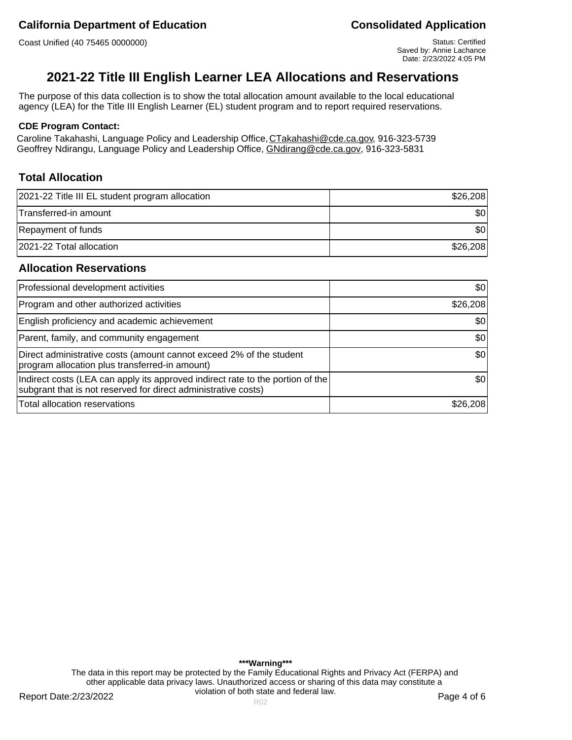Coast Unified (40 75465 0000000)

Status: Certified
Saved by: Annie Lachance
Date: 2/23/2022 4:05 PM

# 2021-22 Title III English Learner LEA Allocations and Reservations

The purpose of this data collection is to show the total allocation amount available to the local educational agency (LEA) for the Title III English Learner (EL) student program and to report required reservations.

**CDE Program Contact:**

Caroline Takahashi, Language Policy and Leadership Office, CTakahashi@cde.ca.gov, 916-323-5739
Geoffrey Ndirangu, Language Policy and Leadership Office, GNdirang@cde.ca.gov, 916-323-5831

## Total Allocation

| | |
|---|---|
| 2021-22 Title III EL student program allocation | $26,208 |
| Transferred-in amount | $0 |
| Repayment of funds | $0 |
| 2021-22 Total allocation | $26,208 |

## Allocation Reservations

| | |
|---|---|
| Professional development activities | $0 |
| Program and other authorized activities | $26,208 |
| English proficiency and academic achievement | $0 |
| Parent, family, and community engagement | $0 |
| Direct administrative costs (amount cannot exceed 2% of the student program allocation plus transferred-in amount) | $0 |
| Indirect costs (LEA can apply its approved indirect rate to the portion of the subgrant that is not reserved for direct administrative costs) | $0 |
| Total allocation reservations | $26,208 |

**\*\*\*Warning\*\*\***

The data in this report may be protected by the Family Educational Rights and Privacy Act (FERPA) and other applicable data privacy laws. Unauthorized access or sharing of this data may constitute a violation of both state and federal law.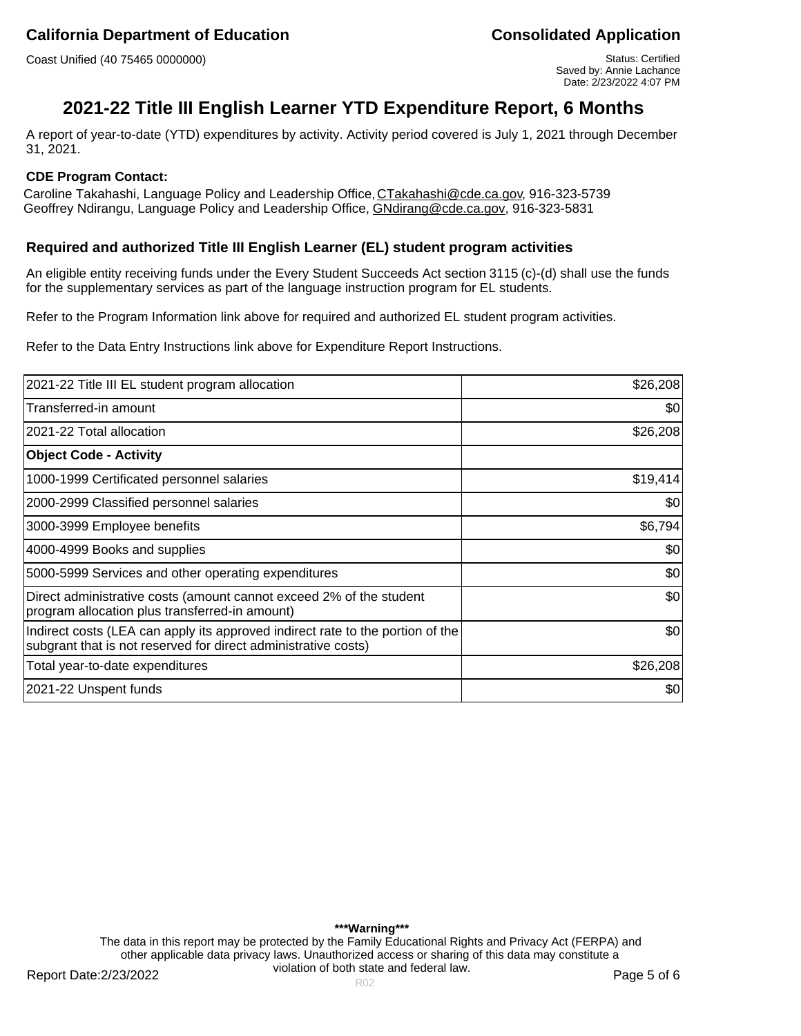# 2021-22 Title III English Learner YTD Expenditure Report, 6 Months

A report of year-to-date (YTD) expenditures by activity. Activity period covered is July 1, 2021 through December 31, 2021.

**CDE Program Contact:**

Caroline Takahashi, Language Policy and Leadership Office, CTakahashi@cde.ca.gov, 916-323-5739
Geoffrey Ndirangu, Language Policy and Leadership Office, GNdirang@cde.ca.gov, 916-323-5831

## Required and authorized Title III English Learner (EL) student program activities

An eligible entity receiving funds under the Every Student Succeeds Act section 3115 (c)-(d) shall use the funds for the supplementary services as part of the language instruction program for EL students.

Refer to the Program Information link above for required and authorized EL student program activities.

Refer to the Data Entry Instructions link above for Expenditure Report Instructions.

| | |
|---|---:|
| 2021-22 Title III EL student program allocation | $26,208 |
| Transferred-in amount | $0 |
| 2021-22 Total allocation | $26,208 |
| **Object Code - Activity** | |
| 1000-1999 Certificated personnel salaries | $19,414 |
| 2000-2999 Classified personnel salaries | $0 |
| 3000-3999 Employee benefits | $6,794 |
| 4000-4999 Books and supplies | $0 |
| 5000-5999 Services and other operating expenditures | $0 |
| Direct administrative costs (amount cannot exceed 2% of the student program allocation plus transferred-in amount) | $0 |
| Indirect costs (LEA can apply its approved indirect rate to the portion of the subgrant that is not reserved for direct administrative costs) | $0 |
| Total year-to-date expenditures | $26,208 |
| 2021-22 Unspent funds | $0 |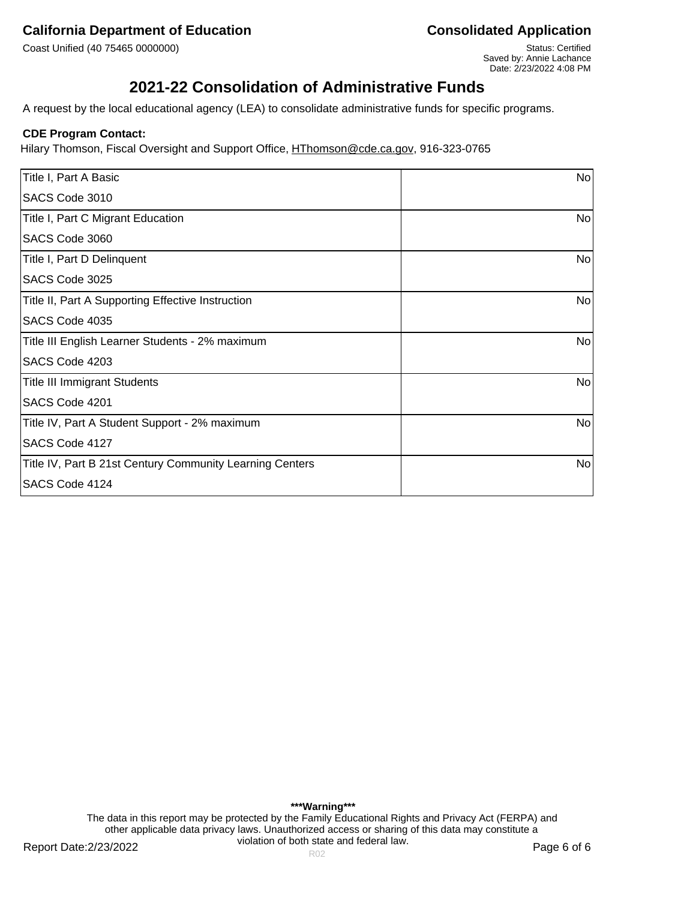# 2021-22 Consolidation of Administrative Funds

A request by the local educational agency (LEA) to consolidate administrative funds for specific programs.

**CDE Program Contact:**

Hilary Thomson, Fiscal Oversight and Support Office, HThomson@cde.ca.gov, 916-323-0765

| Program | Consolidate |
|---|---|
| Title I, Part A Basic<br>SACS Code 3010 | No |
| Title I, Part C Migrant Education<br>SACS Code 3060 | No |
| Title I, Part D Delinquent<br>SACS Code 3025 | No |
| Title II, Part A Supporting Effective Instruction<br>SACS Code 4035 | No |
| Title III English Learner Students - 2% maximum<br>SACS Code 4203 | No |
| Title III Immigrant Students<br>SACS Code 4201 | No |
| Title IV, Part A Student Support - 2% maximum<br>SACS Code 4127 | No |
| Title IV, Part B 21st Century Community Learning Centers<br>SACS Code 4124 | No |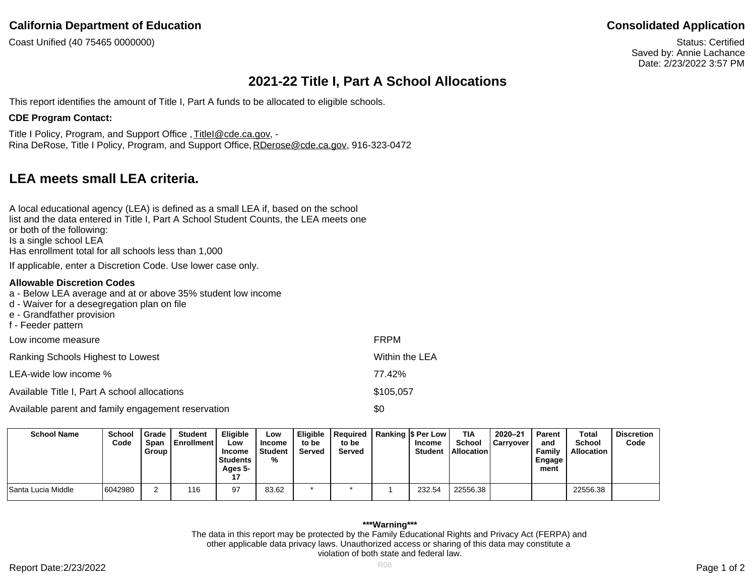**California Department of Education** | **Consolidated Application**

Coast Unified (40 75465 0000000)

Status: Certified
Saved by: Annie Lachance
Date: 2/23/2022 3:57 PM

# 2021-22 Title I, Part A School Allocations

This report identifies the amount of Title I, Part A funds to be allocated to eligible schools.

**CDE Program Contact:**

Title I Policy, Program, and Support Office , TitleI@cde.ca.gov, -
Rina DeRose, Title I Policy, Program, and Support Office, RDerose@cde.ca.gov, 916-323-0472

## LEA meets small LEA criteria.

A local educational agency (LEA) is defined as a small LEA if, based on the school list and the data entered in Title I, Part A School Student Counts, the LEA meets one or both of the following:
Is a single school LEA
Has enrollment total for all schools less than 1,000

If applicable, enter a Discretion Code. Use lower case only.

**Allowable Discretion Codes**
a - Below LEA average and at or above 35% student low income
d - Waiver for a desegregation plan on file
e - Grandfather provision
f - Feeder pattern

| | |
|---|---|
| Low income measure | FRPM |
| Ranking Schools Highest to Lowest | Within the LEA |
| LEA-wide low income % | 77.42% |
| Available Title I, Part A school allocations | $105,057 |
| Available parent and family engagement reservation | $0 |

| School Name | School Code | Grade Span Group | Student Enrollment | Eligible Low Income Students Ages 5-17 | Low Income Student % | Eligible to be Served | Required to be Served | Ranking | $ Per Low Income Student | TIA School Allocation | 2020–21 Carryover | Parent and Family Engagement | Total School Allocation | Discretion Code |
|---|---|---|---|---|---|---|---|---|---|---|---|---|---|---|
| Santa Lucia Middle | 6042980 | 2 | 116 | 97 | 83.62 | * | * | 1 | 232.54 | 22556.38 | | | 22556.38 | |

***Warning***
The data in this report may be protected by the Family Educational Rights and Privacy Act (FERPA) and other applicable data privacy laws. Unauthorized access or sharing of this data may constitute a violation of both state and federal law.

Report Date:2/23/2022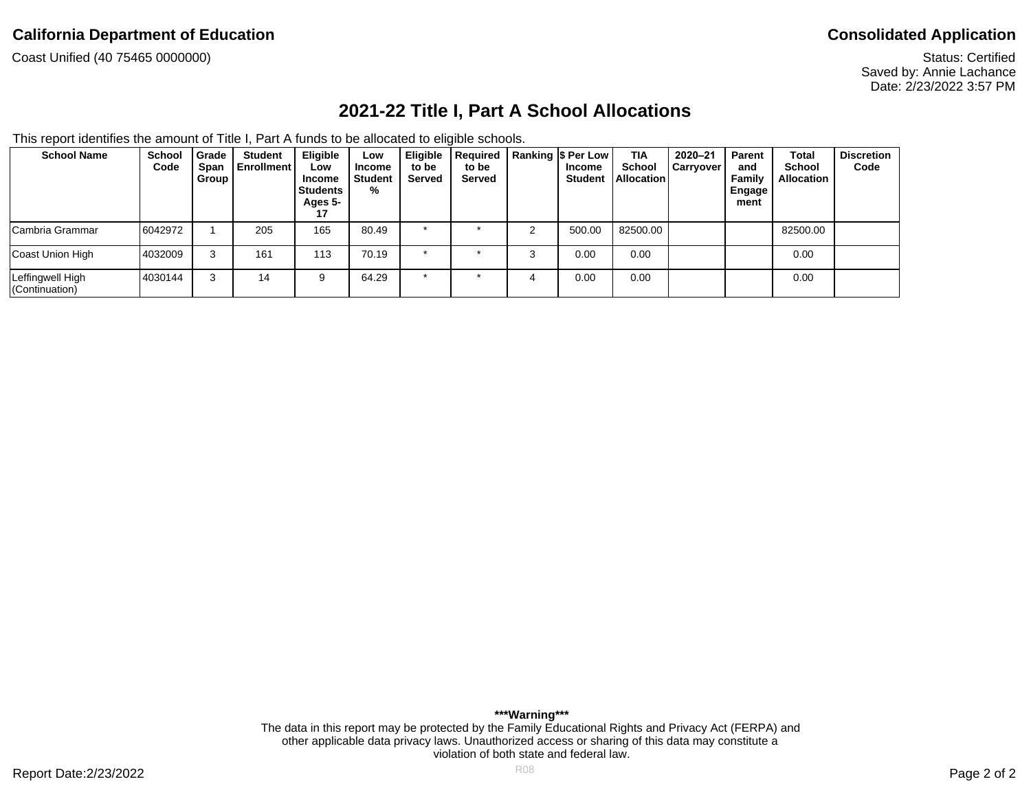**California Department of Education**

Coast Unified (40 75465 0000000)

**Consolidated Application**

Status: Certified
Saved by: Annie Lachance
Date: 2/23/2022 3:57 PM

## 2021-22 Title I, Part A School Allocations

This report identifies the amount of Title I, Part A funds to be allocated to eligible schools.

| School Name | School Code | Grade Span Group | Student Enrollment | Eligible Low Income Students Ages 5-17 | Low Income Student % | Eligible to be Served | Required to be Served | Ranking | $ Per Low Income Student | TIA School Allocation | 2020–21 Carryover | Parent and Family Engagement | Total School Allocation | Discretion Code |
|---|---|---|---|---|---|---|---|---|---|---|---|---|---|---|
| Cambria Grammar | 6042972 | 1 | 205 | 165 | 80.49 | * | * | 2 | 500.00 | 82500.00 | | | 82500.00 | |
| Coast Union High | 4032009 | 3 | 161 | 113 | 70.19 | * | * | 3 | 0.00 | 0.00 | | | 0.00 | |
| Leffingwell High (Continuation) | 4030144 | 3 | 14 | 9 | 64.29 | * | * | 4 | 0.00 | 0.00 | | | 0.00 | |

**\*\*\*Warning\*\*\***
The data in this report may be protected by the Family Educational Rights and Privacy Act (FERPA) and other applicable data privacy laws. Unauthorized access or sharing of this data may constitute a violation of both state and federal law.

Report Date:2/23/2022

R08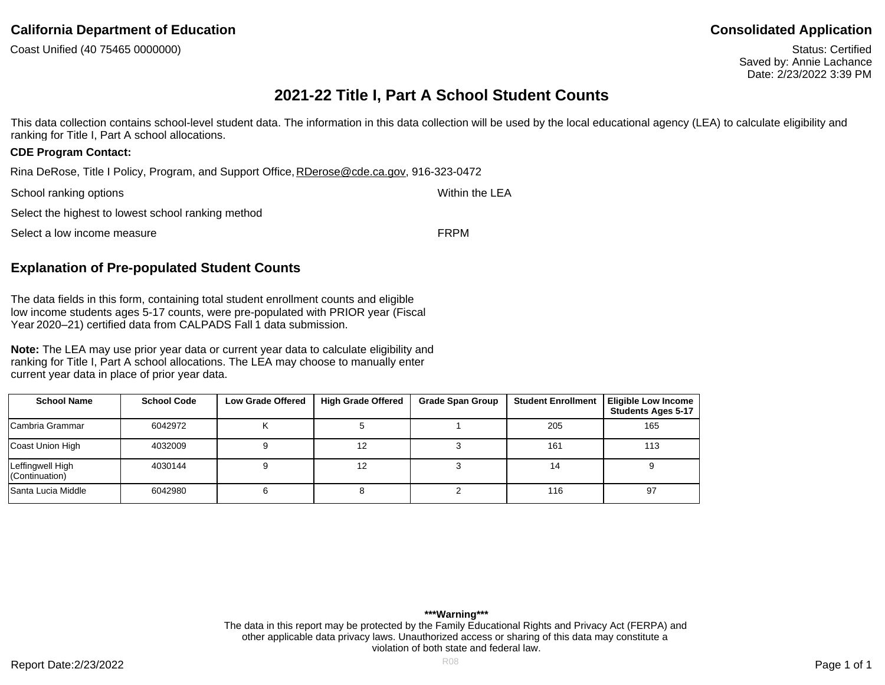**California Department of Education** | **Consolidated Application**

Coast Unified (40 75465 0000000)

Status: Certified
Saved by: Annie Lachance
Date: 2/23/2022 3:39 PM

# 2021-22 Title I, Part A School Student Counts

This data collection contains school-level student data. The information in this data collection will be used by the local educational agency (LEA) to calculate eligibility and ranking for Title I, Part A school allocations.

**CDE Program Contact:**

Rina DeRose, Title I Policy, Program, and Support Office, RDerose@cde.ca.gov, 916-323-0472

School ranking options: Within the LEA

Select the highest to lowest school ranking method

Select a low income measure: FRPM

## Explanation of Pre-populated Student Counts

The data fields in this form, containing total student enrollment counts and eligible low income students ages 5-17 counts, were pre-populated with PRIOR year (Fiscal Year 2020–21) certified data from CALPADS Fall 1 data submission.

**Note:** The LEA may use prior year data or current year data to calculate eligibility and ranking for Title I, Part A school allocations. The LEA may choose to manually enter current year data in place of prior year data.

| School Name | School Code | Low Grade Offered | High Grade Offered | Grade Span Group | Student Enrollment | Eligible Low Income Students Ages 5-17 |
|---|---|---|---|---|---|---|
| Cambria Grammar | 6042972 | K | 5 | 1 | 205 | 165 |
| Coast Union High | 4032009 | 9 | 12 | 3 | 161 | 113 |
| Leffingwell High (Continuation) | 4030144 | 9 | 12 | 3 | 14 | 9 |
| Santa Lucia Middle | 6042980 | 6 | 8 | 2 | 116 | 97 |

**\*\*\*Warning\*\*\***
The data in this report may be protected by the Family Educational Rights and Privacy Act (FERPA) and other applicable data privacy laws. Unauthorized access or sharing of this data may constitute a violation of both state and federal law.

Report Date:2/23/2022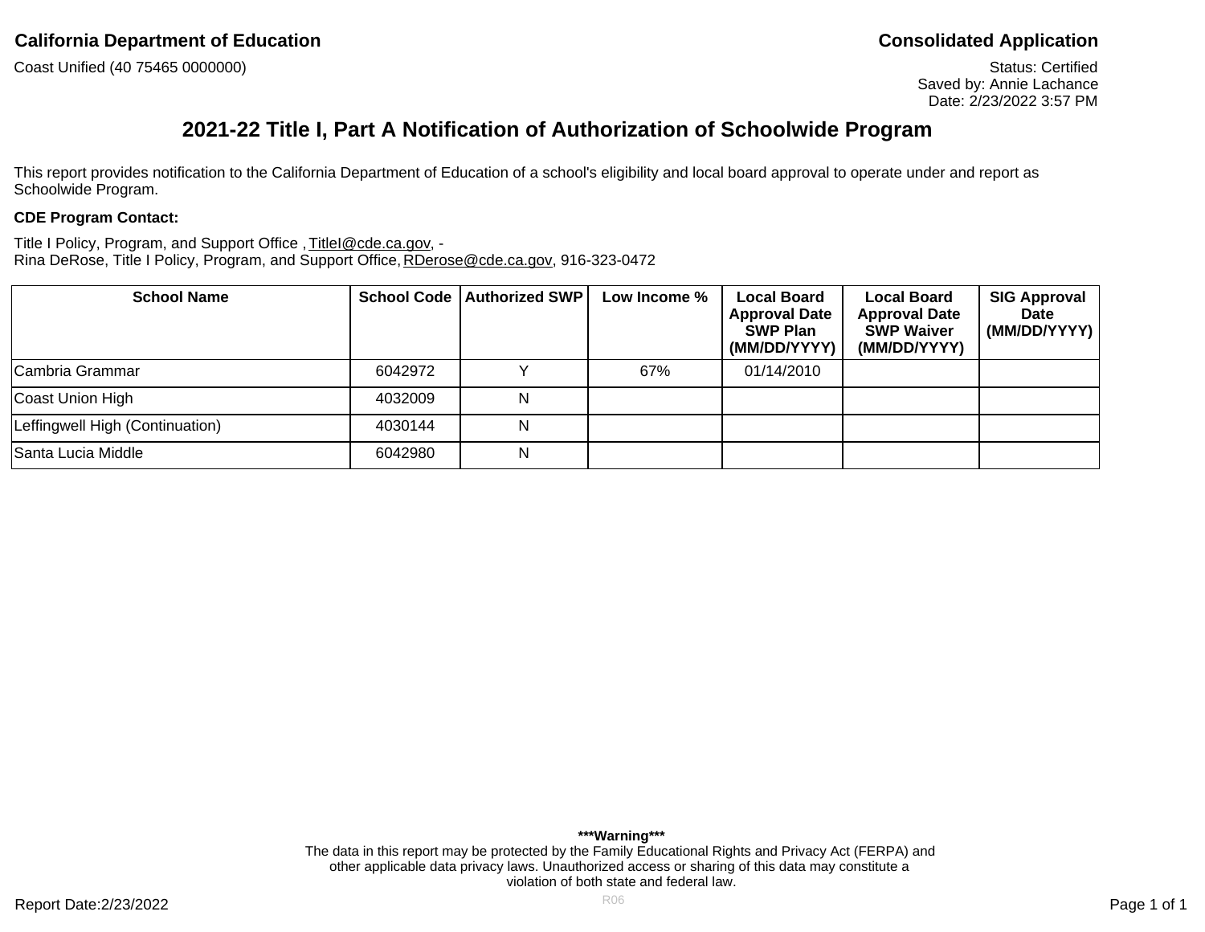**California Department of Education** | **Consolidated Application**

Coast Unified (40 75465 0000000)

Status: Certified
Saved by: Annie Lachance
Date: 2/23/2022 3:57 PM

# 2021-22 Title I, Part A Notification of Authorization of Schoolwide Program

This report provides notification to the California Department of Education of a school's eligibility and local board approval to operate under and report as Schoolwide Program.

**CDE Program Contact:**

Title I Policy, Program, and Support Office , TitleI@cde.ca.gov, -
Rina DeRose, Title I Policy, Program, and Support Office, RDerose@cde.ca.gov, 916-323-0472

| School Name | School Code | Authorized SWP | Low Income % | Local Board Approval Date SWP Plan (MM/DD/YYYY) | Local Board Approval Date SWP Waiver (MM/DD/YYYY) | SIG Approval Date (MM/DD/YYYY) |
|---|---|---|---|---|---|---|
| Cambria Grammar | 6042972 | Y | 67% | 01/14/2010 | | |
| Coast Union High | 4032009 | N | | | | |
| Leffingwell High (Continuation) | 4030144 | N | | | | |
| Santa Lucia Middle | 6042980 | N | | | | |

**\*\*\*Warning\*\*\***
The data in this report may be protected by the Family Educational Rights and Privacy Act (FERPA) and other applicable data privacy laws. Unauthorized access or sharing of this data may constitute a violation of both state and federal law.

Report Date:2/23/2022

R06